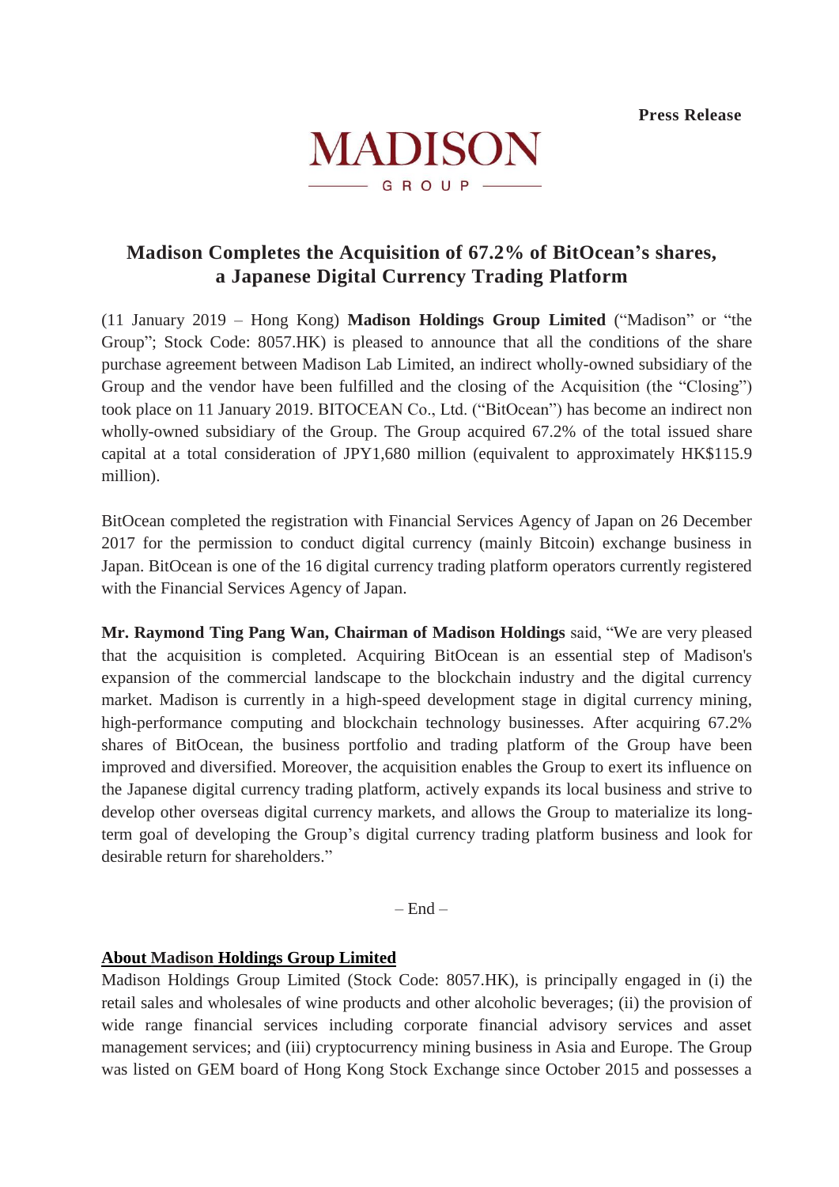**Press Release**

MADISON
GROUP

# Madison Completes the Acquisition of 67.2% of BitOcean's shares, a Japanese Digital Currency Trading Platform

(11 January 2019 – Hong Kong) **Madison Holdings Group Limited** ("Madison" or "the Group"; Stock Code: 8057.HK) is pleased to announce that all the conditions of the share purchase agreement between Madison Lab Limited, an indirect wholly-owned subsidiary of the Group and the vendor have been fulfilled and the closing of the Acquisition (the "Closing") took place on 11 January 2019. BITOCEAN Co., Ltd. ("BitOcean") has become an indirect non wholly-owned subsidiary of the Group. The Group acquired 67.2% of the total issued share capital at a total consideration of JPY1,680 million (equivalent to approximately HK$115.9 million).

BitOcean completed the registration with Financial Services Agency of Japan on 26 December 2017 for the permission to conduct digital currency (mainly Bitcoin) exchange business in Japan. BitOcean is one of the 16 digital currency trading platform operators currently registered with the Financial Services Agency of Japan.

**Mr. Raymond Ting Pang Wan, Chairman of Madison Holdings** said, "We are very pleased that the acquisition is completed. Acquiring BitOcean is an essential step of Madison's expansion of the commercial landscape to the blockchain industry and the digital currency market. Madison is currently in a high-speed development stage in digital currency mining, high-performance computing and blockchain technology businesses. After acquiring 67.2% shares of BitOcean, the business portfolio and trading platform of the Group have been improved and diversified. Moreover, the acquisition enables the Group to exert its influence on the Japanese digital currency trading platform, actively expands its local business and strive to develop other overseas digital currency markets, and allows the Group to materialize its long-term goal of developing the Group's digital currency trading platform business and look for desirable return for shareholders."

– End –

## About Madison Holdings Group Limited

Madison Holdings Group Limited (Stock Code: 8057.HK), is principally engaged in (i) the retail sales and wholesales of wine products and other alcoholic beverages; (ii) the provision of wide range financial services including corporate financial advisory services and asset management services; and (iii) cryptocurrency mining business in Asia and Europe. The Group was listed on GEM board of Hong Kong Stock Exchange since October 2015 and possesses a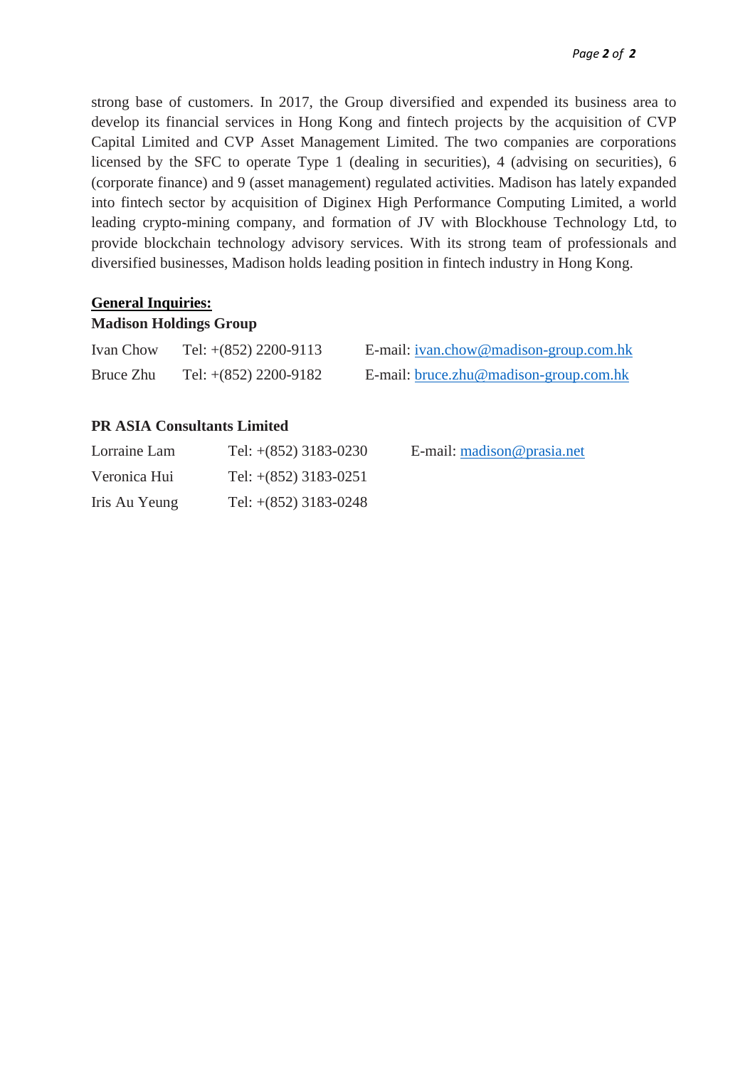strong base of customers. In 2017, the Group diversified and expended its business area to develop its financial services in Hong Kong and fintech projects by the acquisition of CVP Capital Limited and CVP Asset Management Limited. The two companies are corporations licensed by the SFC to operate Type 1 (dealing in securities), 4 (advising on securities), 6 (corporate finance) and 9 (asset management) regulated activities. Madison has lately expanded into fintech sector by acquisition of Diginex High Performance Computing Limited, a world leading crypto-mining company, and formation of JV with Blockhouse Technology Ltd, to provide blockchain technology advisory services. With its strong team of professionals and diversified businesses, Madison holds leading position in fintech industry in Hong Kong.

**General Inquiries:**

**Madison Holdings Group**

| | | |
|---|---|---|
| Ivan Chow | Tel: +(852) 2200-9113 | E-mail: ivan.chow@madison-group.com.hk |
| Bruce Zhu | Tel: +(852) 2200-9182 | E-mail: bruce.zhu@madison-group.com.hk |

**PR ASIA Consultants Limited**

| | | |
|---|---|---|
| Lorraine Lam | Tel: +(852) 3183-0230 | E-mail: madison@prasia.net |
| Veronica Hui | Tel: +(852) 3183-0251 | |
| Iris Au Yeung | Tel: +(852) 3183-0248 | |